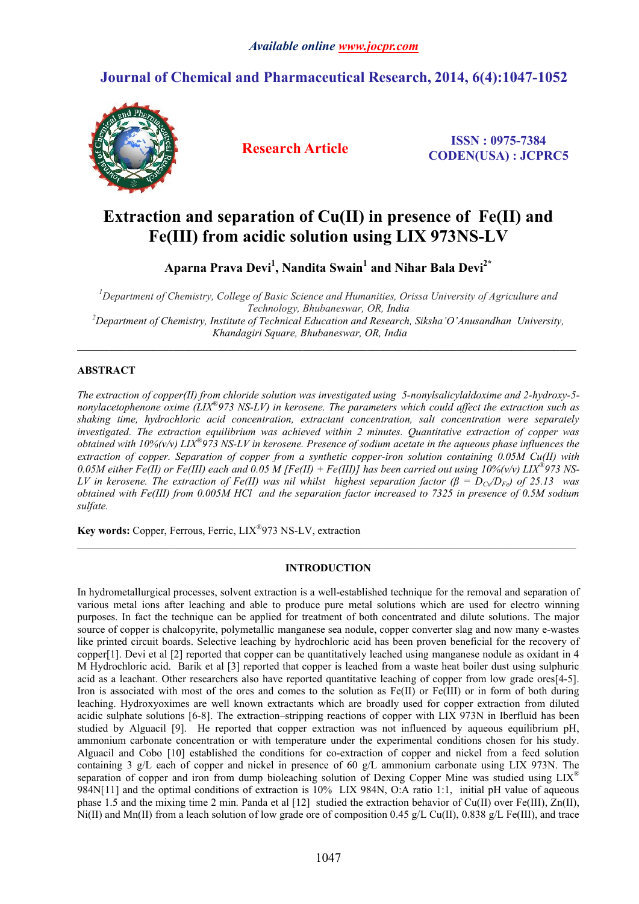Available online www.jocpr.com

# Journal of Chemical and Pharmaceutical Research, 2014, 6(4):1047-1052

**Research Article**

ISSN : 0975-7384
CODEN(USA) : JCPRC5

# Extraction and separation of Cu(II) in presence of Fe(II) and Fe(III) from acidic solution using LIX 973NS-LV

**Aparna Prava Devi[1], Nandita Swain[1] and Nihar Bala Devi[2*]**

*[1]Department of Chemistry, College of Basic Science and Humanities, Orissa University of Agriculture and Technology, Bhubaneswar, OR, India*
*[2]Department of Chemistry, Institute of Technical Education and Research, Siksha'O'Anusandhan University, Khandagiri Square, Bhubaneswar, OR, India*

---

## ABSTRACT

*The extraction of copper(II) from chloride solution was investigated using 5-nonylsalicylaldoxime and 2-hydroxy-5-nonylacetophenone oxime (LIX®973 NS-LV) in kerosene. The parameters which could affect the extraction such as shaking time, hydrochloric acid concentration, extractant concentration, salt concentration were separately investigated. The extraction equilibrium was achieved within 2 minutes. Quantitative extraction of copper was obtained with 10%(v/v) LIX®973 NS-LV in kerosene. Presence of sodium acetate in the aqueous phase influences the extraction of copper. Separation of copper from a synthetic copper-iron solution containing 0.05M Cu(II) with 0.05M either Fe(II) or Fe(III) each and 0.05 M [Fe(II) + Fe(III)] has been carried out using 10%(v/v) LIX®973 NS-LV in kerosene. The extraction of Fe(II) was nil whilst highest separation factor ($\beta = D_{Cu}/D_{Fe}$) of 25.13 was obtained with Fe(III) from 0.005M HCl and the separation factor increased to 7325 in presence of 0.5M sodium sulfate.*

**Key words:** Copper, Ferrous, Ferric, LIX®973 NS-LV, extraction

---

## INTRODUCTION

In hydrometallurgical processes, solvent extraction is a well-established technique for the removal and separation of various metal ions after leaching and able to produce pure metal solutions which are used for electro winning purposes. In fact the technique can be applied for treatment of both concentrated and dilute solutions. The major source of copper is chalcopyrite, polymetallic manganese sea nodule, copper converter slag and now many e-wastes like printed circuit boards. Selective leaching by hydrochloric acid has been proven beneficial for the recovery of copper[1]. Devi et al [2] reported that copper can be quantitatively leached using manganese nodule as oxidant in 4 M Hydrochloric acid. Barik et al [3] reported that copper is leached from a waste heat boiler dust using sulphuric acid as a leachant. Other researchers also have reported quantitative leaching of copper from low grade ores[4-5]. Iron is associated with most of the ores and comes to the solution as Fe(II) or Fe(III) or in form of both during leaching. Hydroxyoximes are well known extractants which are broadly used for copper extraction from diluted acidic sulphate solutions [6-8]. The extraction–stripping reactions of copper with LIX 973N in Iberfluid has been studied by Alguacil [9]. He reported that copper extraction was not influenced by aqueous equilibrium pH, ammonium carbonate concentration or with temperature under the experimental conditions chosen for his study. Alguacil and Cobo [10] established the conditions for co-extraction of copper and nickel from a feed solution containing 3 g/L each of copper and nickel in presence of 60 g/L ammonium carbonate using LIX 973N. The separation of copper and iron from dump bioleaching solution of Dexing Copper Mine was studied using LIX® 984N[11] and the optimal conditions of extraction is 10% LIX 984N, O:A ratio 1:1, initial pH value of aqueous phase 1.5 and the mixing time 2 min. Panda et al [12] studied the extraction behavior of Cu(II) over Fe(III), Zn(II), Ni(II) and Mn(II) from a leach solution of low grade ore of composition 0.45 g/L Cu(II), 0.838 g/L Fe(III), and trace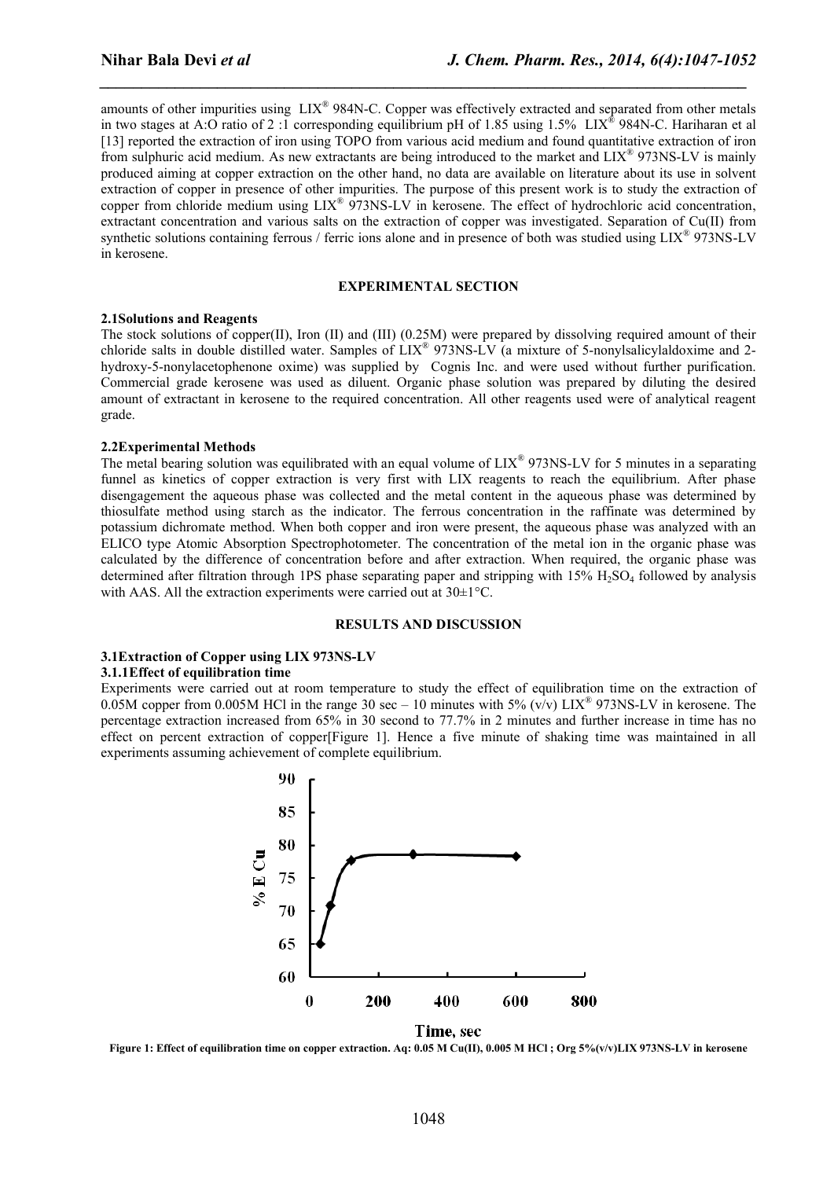amounts of other impurities using LIX® 984N-C. Copper was effectively extracted and separated from other metals in two stages at A:O ratio of 2 :1 corresponding equilibrium pH of 1.85 using 1.5% LIX® 984N-C. Hariharan et al [13] reported the extraction of iron using TOPO from various acid medium and found quantitative extraction of iron from sulphuric acid medium. As new extractants are being introduced to the market and LIX® 973NS-LV is mainly produced aiming at copper extraction on the other hand, no data are available on literature about its use in solvent extraction of copper in presence of other impurities. The purpose of this present work is to study the extraction of copper from chloride medium using LIX® 973NS-LV in kerosene. The effect of hydrochloric acid concentration, extractant concentration and various salts on the extraction of copper was investigated. Separation of Cu(II) from synthetic solutions containing ferrous / ferric ions alone and in presence of both was studied using LIX® 973NS-LV in kerosene.

## EXPERIMENTAL SECTION

### 2.1 Solutions and Reagents

The stock solutions of copper(II), Iron (II) and (III) (0.25M) were prepared by dissolving required amount of their chloride salts in double distilled water. Samples of LIX® 973NS-LV (a mixture of 5-nonylsalicylaldoxime and 2-hydroxy-5-nonylacetophenone oxime) was supplied by Cognis Inc. and were used without further purification. Commercial grade kerosene was used as diluent. Organic phase solution was prepared by diluting the desired amount of extractant in kerosene to the required concentration. All other reagents used were of analytical reagent grade.

### 2.2 Experimental Methods

The metal bearing solution was equilibrated with an equal volume of LIX® 973NS-LV for 5 minutes in a separating funnel as kinetics of copper extraction is very first with LIX reagents to reach the equilibrium. After phase disengagement the aqueous phase was collected and the metal content in the aqueous phase was determined by thiosulfate method using starch as the indicator. The ferrous concentration in the raffinate was determined by potassium dichromate method. When both copper and iron were present, the aqueous phase was analyzed with an ELICO type Atomic Absorption Spectrophotometer. The concentration of the metal ion in the organic phase was calculated by the difference of concentration before and after extraction. When required, the organic phase was determined after filtration through 1PS phase separating paper and stripping with 15% $H_2SO_4$ followed by analysis with AAS. All the extraction experiments were carried out at 30±1°C.

## RESULTS AND DISCUSSION

### 3.1 Extraction of Copper using LIX 973NS-LV

#### 3.1.1 Effect of equilibration time

Experiments were carried out at room temperature to study the effect of equilibration time on the extraction of 0.05M copper from 0.005M HCl in the range 30 sec – 10 minutes with 5% (v/v) LIX® 973NS-LV in kerosene. The percentage extraction increased from 65% in 30 second to 77.7% in 2 minutes and further increase in time has no effect on percent extraction of copper[Figure 1]. Hence a five minute of shaking time was maintained in all experiments assuming achievement of complete equilibrium.

**Figure 1: Effect of equilibration time on copper extraction. Aq: 0.05 M Cu(II), 0.005 M HCl ; Org 5%(v/v)LIX 973NS-LV in kerosene**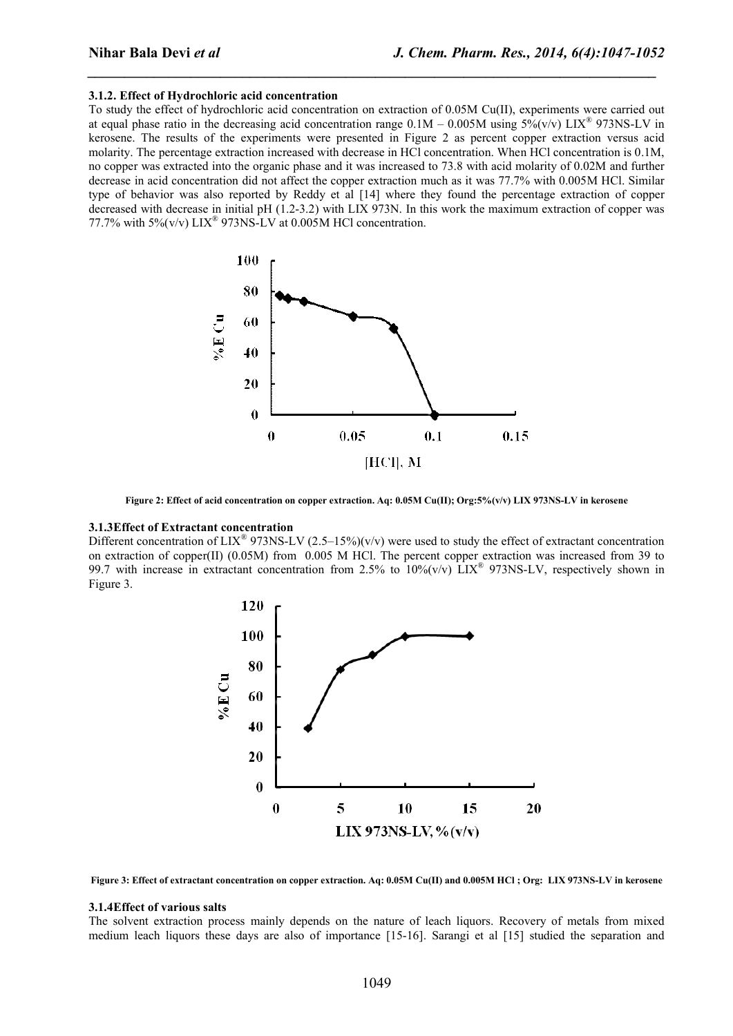### 3.1.2. Effect of Hydrochloric acid concentration

To study the effect of hydrochloric acid concentration on extraction of 0.05M Cu(II), experiments were carried out at equal phase ratio in the decreasing acid concentration range 0.1M – 0.005M using 5%(v/v) LIX® 973NS-LV in kerosene. The results of the experiments were presented in Figure 2 as percent copper extraction versus acid molarity. The percentage extraction increased with decrease in HCl concentration. When HCl concentration is 0.1M, no copper was extracted into the organic phase and it was increased to 73.8 with acid molarity of 0.02M and further decrease in acid concentration did not affect the copper extraction much as it was 77.7% with 0.005M HCl. Similar type of behavior was also reported by Reddy et al [14] where they found the percentage extraction of copper decreased with decrease in initial pH (1.2-3.2) with LIX 973N. In this work the maximum extraction of copper was 77.7% with 5%(v/v) LIX® 973NS-LV at 0.005M HCl concentration.

**Figure 2: Effect of acid concentration on copper extraction. Aq: 0.05M Cu(II); Org:5%(v/v) LIX 973NS-LV in kerosene**

### 3.1.3 Effect of Extractant concentration

Different concentration of LIX® 973NS-LV (2.5–15%)(v/v) were used to study the effect of extractant concentration on extraction of copper(II) (0.05M) from 0.005 M HCl. The percent copper extraction was increased from 39 to 99.7 with increase in extractant concentration from 2.5% to 10%(v/v) LIX® 973NS-LV, respectively shown in Figure 3.

**Figure 3: Effect of extractant concentration on copper extraction. Aq: 0.05M Cu(II) and 0.005M HCl ; Org: LIX 973NS-LV in kerosene**

### 3.1.4 Effect of various salts

The solvent extraction process mainly depends on the nature of leach liquors. Recovery of metals from mixed medium leach liquors these days are also of importance [15-16]. Sarangi et al [15] studied the separation and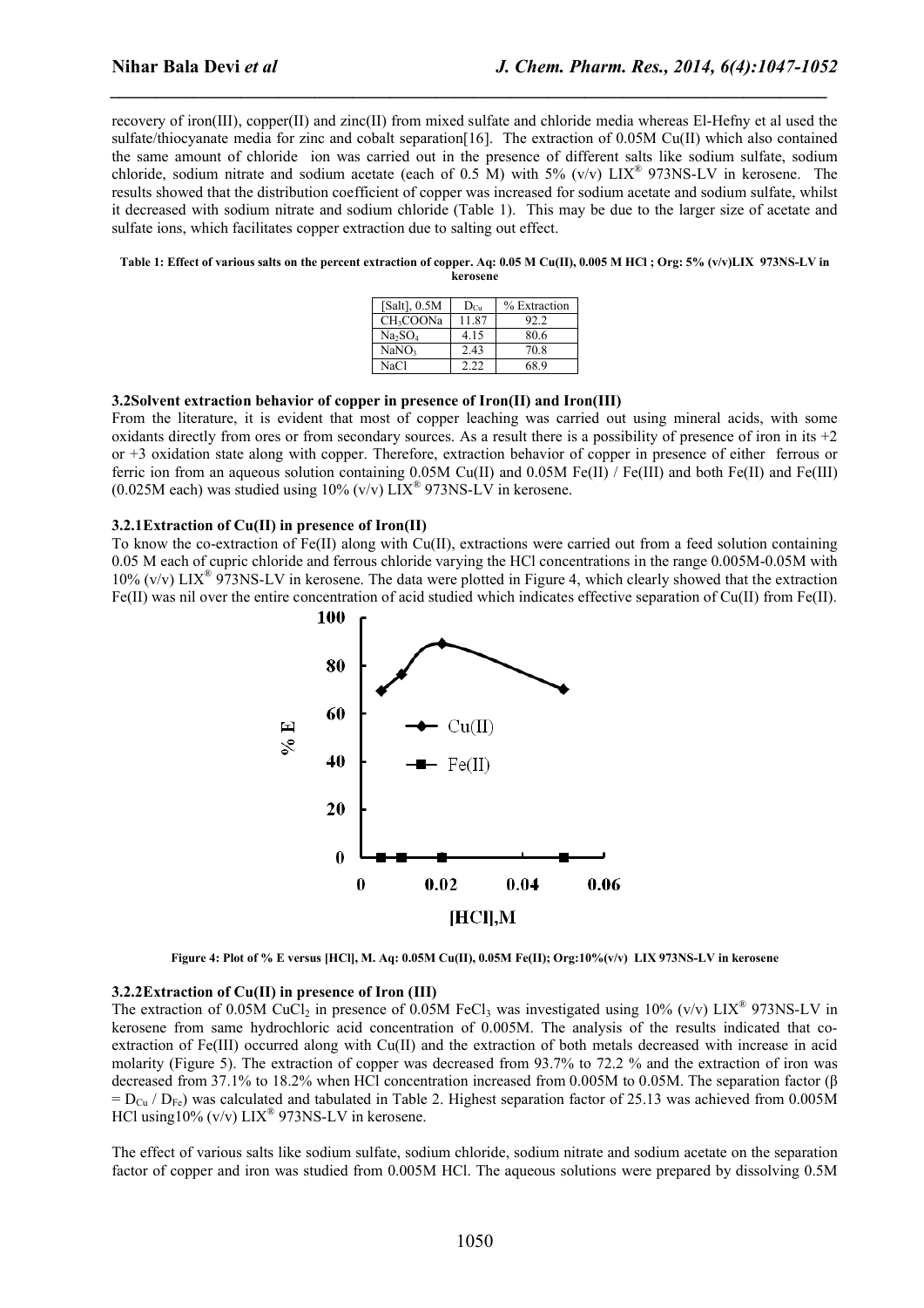recovery of iron(III), copper(II) and zinc(II) from mixed sulfate and chloride media whereas El-Hefny et al used the sulfate/thiocyanate media for zinc and cobalt separation[16]. The extraction of 0.05M Cu(II) which also contained the same amount of chloride ion was carried out in the presence of different salts like sodium sulfate, sodium chloride, sodium nitrate and sodium acetate (each of 0.5 M) with 5% (v/v) LIX® 973NS-LV in kerosene. The results showed that the distribution coefficient of copper was increased for sodium acetate and sodium sulfate, whilst it decreased with sodium nitrate and sodium chloride (Table 1). This may be due to the larger size of acetate and sulfate ions, which facilitates copper extraction due to salting out effect.

**Table 1: Effect of various salts on the percent extraction of copper. Aq: 0.05 M Cu(II), 0.005 M HCl ; Org: 5% (v/v)LIX 973NS-LV in kerosene**

| [Salt], 0.5M | $D_{Cu}$ | % Extraction |
|---|---|---|
| $CH_3COONa$ | 11.87 | 92.2 |
| $Na_2SO_4$ | 4.15 | 80.6 |
| $NaNO_3$ | 2.43 | 70.8 |
| NaCl | 2.22 | 68.9 |

### 3.2 Solvent extraction behavior of copper in presence of Iron(II) and Iron(III)

From the literature, it is evident that most of copper leaching was carried out using mineral acids, with some oxidants directly from ores or from secondary sources. As a result there is a possibility of presence of iron in its +2 or +3 oxidation state along with copper. Therefore, extraction behavior of copper in presence of either ferrous or ferric ion from an aqueous solution containing 0.05M Cu(II) and 0.05M Fe(II) / Fe(III) and both Fe(II) and Fe(III) (0.025M each) was studied using 10% (v/v) LIX® 973NS-LV in kerosene.

#### 3.2.1 Extraction of Cu(II) in presence of Iron(II)

To know the co-extraction of Fe(II) along with Cu(II), extractions were carried out from a feed solution containing 0.05 M each of cupric chloride and ferrous chloride varying the HCl concentrations in the range 0.005M-0.05M with 10% (v/v) LIX® 973NS-LV in kerosene. The data were plotted in Figure 4, which clearly showed that the extraction Fe(II) was nil over the entire concentration of acid studied which indicates effective separation of Cu(II) from Fe(II).

**Figure 4: Plot of % E versus [HCl], M. Aq: 0.05M Cu(II), 0.05M Fe(II); Org:10%(v/v) LIX 973NS-LV in kerosene**

#### 3.2.2 Extraction of Cu(II) in presence of Iron (III)

The extraction of 0.05M $CuCl_2$ in presence of 0.05M $FeCl_3$ was investigated using 10% (v/v) LIX® 973NS-LV in kerosene from same hydrochloric acid concentration of 0.005M. The analysis of the results indicated that co-extraction of Fe(III) occurred along with Cu(II) and the extraction of both metals decreased with increase in acid molarity (Figure 5). The extraction of copper was decreased from 93.7% to 72.2 % and the extraction of iron was decreased from 37.1% to 18.2% when HCl concentration increased from 0.005M to 0.05M. The separation factor ($\beta = D_{Cu} / D_{Fe}$) was calculated and tabulated in Table 2. Highest separation factor of 25.13 was achieved from 0.005M HCl using10% (v/v) LIX® 973NS-LV in kerosene.

The effect of various salts like sodium sulfate, sodium chloride, sodium nitrate and sodium acetate on the separation factor of copper and iron was studied from 0.005M HCl. The aqueous solutions were prepared by dissolving 0.5M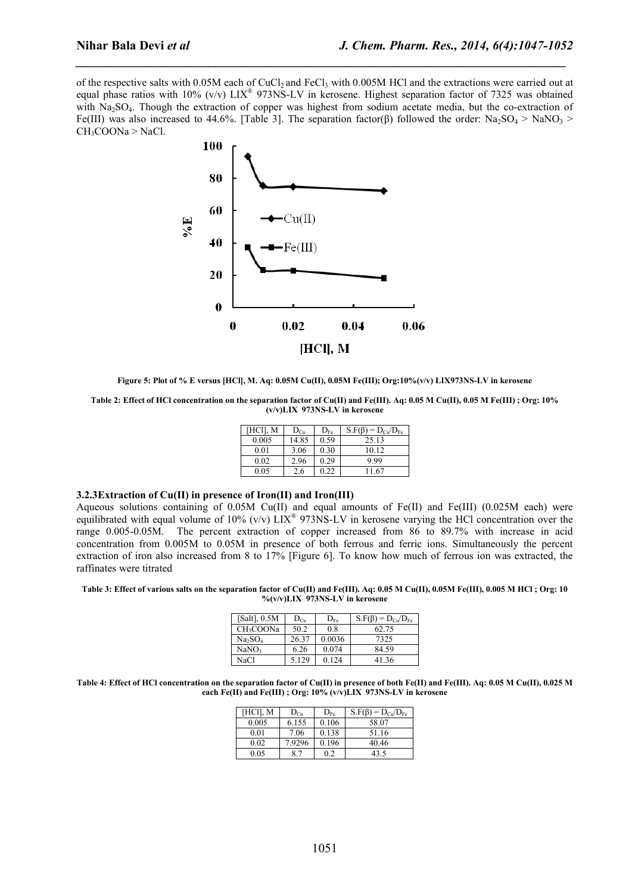of the respective salts with 0.05M each of $CuCl_2$ and $FeCl_3$ with 0.005M HCl and the extractions were carried out at equal phase ratios with 10% (v/v) LIX® 973NS-LV in kerosene. Highest separation factor of 7325 was obtained with $Na_2SO_4$. Though the extraction of copper was highest from sodium acetate media, but the co-extraction of Fe(III) was also increased to 44.6%. [Table 3]. The separation factor(β) followed the order: $Na_2SO_4$ > $NaNO_3$ > $CH_3COONa$ > NaCl.

**Figure 5: Plot of % E versus [HCl], M. Aq: 0.05M Cu(II), 0.05M Fe(III); Org:10%(v/v) LIX973NS-LV in kerosene**

**Table 2: Effect of HCl concentration on the separation factor of Cu(II) and Fe(III). Aq: 0.05 M Cu(II), 0.05 M Fe(III) ; Org: 10% (v/v)LIX 973NS-LV in kerosene**

| [HCl], M | $D_{Cu}$ | $D_{Fe}$ | S.F(β) = $D_{Cu}/D_{Fe}$ |
|---|---|---|---|
| 0.005 | 14.85 | 0.59 | 25.13 |
| 0.01 | 3.06 | 0.30 | 10.12 |
| 0.02 | 2.96 | 0.29 | 9.99 |
| 0.05 | 2.6 | 0.22 | 11.67 |

### 3.2.3 Extraction of Cu(II) in presence of Iron(II) and Iron(III)

Aqueous solutions containing of 0.05M Cu(II) and equal amounts of Fe(II) and Fe(III) (0.025M each) were equilibrated with equal volume of 10% (v/v) LIX® 973NS-LV in kerosene varying the HCl concentration over the range 0.005-0.05M. The percent extraction of copper increased from 86 to 89.7% with increase in acid concentration from 0.005M to 0.05M in presence of both ferrous and ferric ions. Simultaneously the percent extraction of iron also increased from 8 to 17% [Figure 6]. To know how much of ferrous ion was extracted, the raffinates were titrated

**Table 3: Effect of various salts on the separation factor of Cu(II) and Fe(III). Aq: 0.05 M Cu(II), 0.05M Fe(III), 0.005 M HCl ; Org: 10 %(v/v)LIX 973NS-LV in kerosene**

| [Salt], 0.5M | $D_{Cu}$ | $D_{Fe}$ | S.F(β) = $D_{Cu}/D_{Fe}$ |
|---|---|---|---|
| $CH_3COONa$ | 50.2 | 0.8 | 62.75 |
| $Na_2SO_4$ | 26.37 | 0.0036 | 7325 |
| $NaNO_3$ | 6.26 | 0.074 | 84.59 |
| NaCl | 5.129 | 0.124 | 41.36 |

**Table 4: Effect of HCl concentration on the separation factor of Cu(II) in presence of both Fe(II) and Fe(III). Aq: 0.05 M Cu(II), 0.025 M each Fe(II) and Fe(III) ; Org: 10% (v/v)LIX 973NS-LV in kerosene**

| [HCl], M | $D_{Cu}$ | $D_{Fe}$ | S.F(β) = $D_{Cu}/D_{Fe}$ |
|---|---|---|---|
| 0.005 | 6.155 | 0.106 | 58.07 |
| 0.01 | 7.06 | 0.138 | 51.16 |
| 0.02 | 7.9296 | 0.196 | 40.46 |
| 0.05 | 8.7 | 0.2 | 43.5 |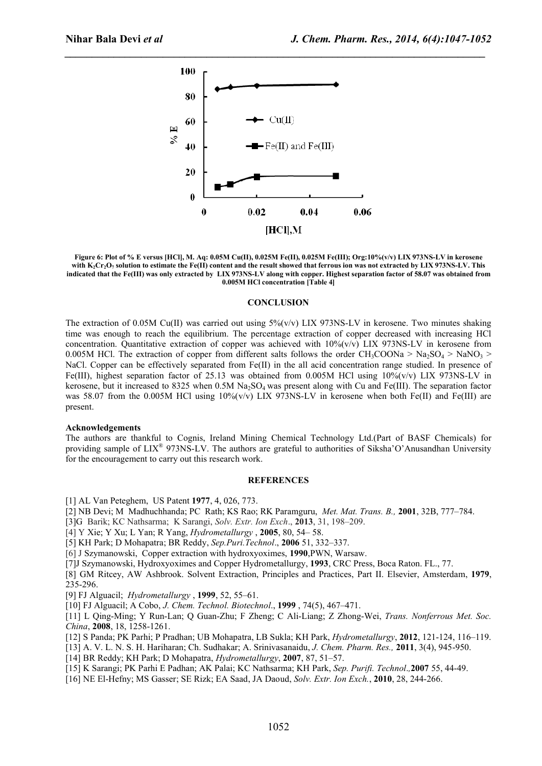100

80

60

% E

40

20

0

0

0.02

0.04

0.06

[HCl],M

Cu(II)

Fe(II) and Fe(III)

**Figure 6: Plot of % E versus [HCl], M. Aq: 0.05M Cu(II), 0.025M Fe(II), 0.025M Fe(III); Org:10%(v/v) LIX 973NS-LV in kerosene with $K_2Cr_2O_7$ solution to estimate the Fe(II) content and the result showed that ferrous ion was not extracted by LIX 973NS-LV. This indicated that the Fe(III) was only extracted by LIX 973NS-LV along with copper. Highest separation factor of 58.07 was obtained from 0.005M HCl concentration [Table 4]**

## CONCLUSION

The extraction of 0.05M Cu(II) was carried out using 5%(v/v) LIX 973NS-LV in kerosene. Two minutes shaking time was enough to reach the equilibrium. The percentage extraction of copper decreased with increasing HCl concentration. Quantitative extraction of copper was achieved with 10%(v/v) LIX 973NS-LV in kerosene from 0.005M HCl. The extraction of copper from different salts follows the order $CH_3COONa$ > $Na_2SO_4$ > $NaNO_3$ > NaCl. Copper can be effectively separated from Fe(II) in the all acid concentration range studied. In presence of Fe(III), highest separation factor of 25.13 was obtained from 0.005M HCl using 10%(v/v) LIX 973NS-LV in kerosene, but it increased to 8325 when 0.5M $Na_2SO_4$ was present along with Cu and Fe(III). The separation factor was 58.07 from the 0.005M HCl using 10%(v/v) LIX 973NS-LV in kerosene when both Fe(II) and Fe(III) are present.

### Acknowledgements

The authors are thankful to Cognis, Ireland Mining Chemical Technology Ltd.(Part of BASF Chemicals) for providing sample of LIX® 973NS-LV. The authors are grateful to authorities of Siksha'O'Anusandhan University for the encouragement to carry out this research work.

## REFERENCES

[1] AL Van Peteghem, US Patent **1977**, 4, 026, 773.

[2] NB Devi; M Madhuchhanda; PC Rath; KS Rao; RK Paramguru, *Met. Mat. Trans. B.,* **2001**, 32B, 777–784.

[3]G Barik; KC Nathsarma; K Sarangi, *Solv. Extr. Ion Exch*., **2013**, 31, 198–209.

[4] Y Xie; Y Xu; L Yan; R Yang, *Hydrometallurgy* , **2005**, 80, 54– 58.

[5] KH Park; D Mohapatra; BR Reddy, *Sep.Puri.Technol*., **2006** 51, 332–337.

[6] J Szymanowski, Copper extraction with hydroxyoximes, **1990**,PWN, Warsaw.

[7]J Szymanowski, Hydroxyoximes and Copper Hydrometallurgy, **1993**, CRC Press, Boca Raton. FL., 77.

[8] GM Ritcey, AW Ashbrook. Solvent Extraction, Principles and Practices, Part II. Elsevier, Amsterdam, **1979**, 235-296.

[9] FJ Alguacil; *Hydrometallurgy* , **1999**, 52, 55–61.

[10] FJ Alguacil; A Cobo, *J. Chem. Technol. Biotechnol*., **1999** , 74(5), 467–471.

[11] L Qing-Ming; Y Run-Lan; Q Guan-Zhu; F Zheng; C Ali-Liang; Z Zhong-Wei, *Trans. Nonferrous Met. Soc. China*, **2008**, 18, 1258-1261.

[12] S Panda; PK Parhi; P Pradhan; UB Mohapatra, LB Sukla; KH Park, *Hydrometallurgy*, **2012**, 121-124, 116–119.

[13] A. V. L. N. S. H. Hariharan; Ch. Sudhakar; A. Srinivasanaidu, *J. Chem. Pharm. Res.,* **2011**, 3(4), 945-950.

[14] BR Reddy; KH Park; D Mohapatra, *Hydrometallurgy*, **2007**, 87, 51–57.

[15] K Sarangi; PK Parhi E Padhan; AK Palai; KC Nathsarma; KH Park, *Sep. Purifi. Technol.,***2007** 55, 44-49.

[16] NE El-Hefny; MS Gasser; SE Rizk; EA Saad, JA Daoud, *Solv. Extr. Ion Exch.*, **2010**, 28, 244-266.